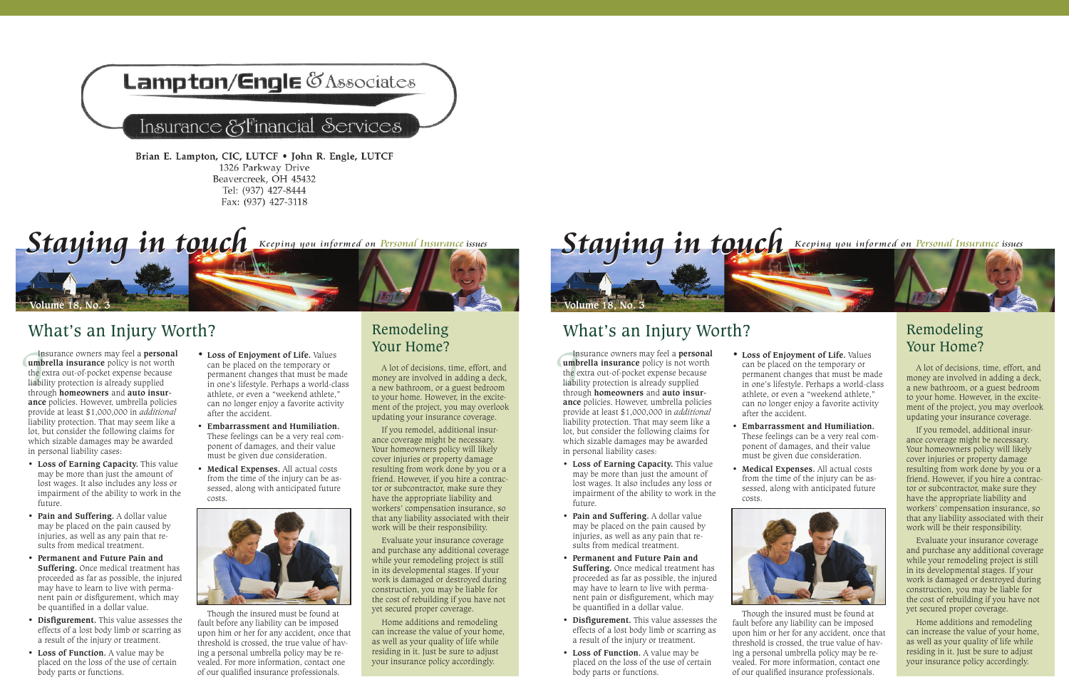# Lampton/Engle & Associates

Insurance & Financial Services

Brian E. Lampton, CIC, LUTCF • John R. Engle, LUTCF
1326 Parkway Drive
Beavercreek, OH 45432
Tel: (937) 427-8444
Fax: (937) 427-3118

# Staying in touch

*Keeping you informed on Personal Insurance issues*

Volume 18, No. 3

## What's an Injury Worth?

Insurance owners may feel a **personal umbrella insurance** policy is not worth the extra out-of-pocket expense because liability protection is already supplied through **homeowners** and **auto insurance** policies. However, umbrella policies provide at least $1,000,000 in *additional* liability protection. That may seem like a lot, but consider the following claims for which sizable damages may be awarded in personal liability cases:

- **Loss of Earning Capacity.** This value may be more than just the amount of lost wages. It also includes any loss or impairment of the ability to work in the future.
- **Pain and Suffering.** A dollar value may be placed on the pain caused by injuries, as well as any pain that results from medical treatment.
- **Permanent and Future Pain and Suffering.** Once medical treatment has proceeded as far as possible, the injured may have to learn to live with permanent pain or disfigurement, which may be quantified in a dollar value.
- **Disfigurement.** This value assesses the effects of a lost body limb or scarring as a result of the injury or treatment.
- **Loss of Function.** A value may be placed on the loss of the use of certain body parts or functions.
- **Loss of Enjoyment of Life.** Values can be placed on the temporary or permanent changes that must be made in one's lifestyle. Perhaps a world-class athlete, or even a "weekend athlete," can no longer enjoy a favorite activity after the accident.
- **Embarrassment and Humiliation.** These feelings can be a very real component of damages, and their value must be given due consideration.
- **Medical Expenses.** All actual costs from the time of the injury can be assessed, along with anticipated future costs.

Though the insured must be found at fault before any liability can be imposed upon him or her for any accident, once that threshold is crossed, the true value of having a personal umbrella policy may be revealed. For more information, contact one of our qualified insurance professionals.

## Remodeling Your Home?

A lot of decisions, time, effort, and money are involved in adding a deck, a new bathroom, or a guest bedroom to your home. However, in the excitement of the project, you may overlook updating your insurance coverage.

If you remodel, additional insurance coverage might be necessary. Your homeowners policy will likely cover injuries or property damage resulting from work done by you or a friend. However, if you hire a contractor or subcontractor, make sure they have the appropriate liability and workers' compensation insurance, so that any liability associated with their work will be their responsibility.

Evaluate your insurance coverage and purchase any additional coverage while your remodeling project is still in its developmental stages. If your work is damaged or destroyed during construction, you may be liable for the cost of rebuilding if you have not yet secured proper coverage.

Home additions and remodeling can increase the value of your home, as well as your quality of life while residing in it. Just be sure to adjust your insurance policy accordingly.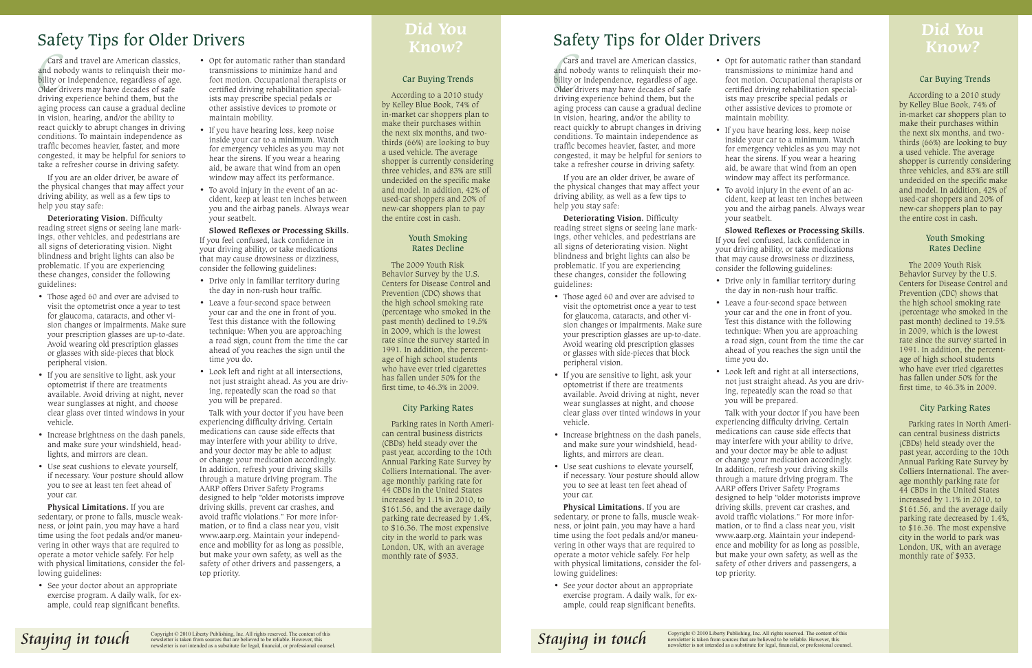# Safety Tips for Older Drivers

Cars and travel are American classics, and nobody wants to relinquish their mobility or independence, regardless of age. Older drivers may have decades of safe driving experience behind them, but the aging process can cause a gradual decline in vision, hearing, and/or the ability to react quickly to abrupt changes in driving conditions. To maintain independence as traffic becomes heavier, faster, and more congested, it may be helpful for seniors to take a refresher course in driving safety.

If you are an older driver, be aware of the physical changes that may affect your driving ability, as well as a few tips to help you stay safe:

**Deteriorating Vision.** Difficulty reading street signs or seeing lane markings, other vehicles, and pedestrians are all signs of deteriorating vision. Night blindness and bright lights can also be problematic. If you are experiencing these changes, consider the following guidelines:

- Those aged 60 and over are advised to visit the optometrist once a year to test for glaucoma, cataracts, and other vision changes or impairments. Make sure your prescription glasses are up-to-date. Avoid wearing old prescription glasses or glasses with side-pieces that block peripheral vision.
- If you are sensitive to light, ask your optometrist if there are treatments available. Avoid driving at night, never wear sunglasses at night, and choose clear glass over tinted windows in your vehicle.
- Increase brightness on the dash panels, and make sure your windshield, headlights, and mirrors are clean.
- Use seat cushions to elevate yourself, if necessary. Your posture should allow you to see at least ten feet ahead of your car.

**Physical Limitations.** If you are sedentary, or prone to falls, muscle weakness, or joint pain, you may have a hard time using the foot pedals and/or maneuvering in other ways that are required to operate a motor vehicle safely. For help with physical limitations, consider the following guidelines:

- See your doctor about an appropriate exercise program. A daily walk, for example, could reap significant benefits.
- Opt for automatic rather than standard transmissions to minimize hand and foot motion. Occupational therapists or certified driving rehabilitation specialists may prescribe special pedals or other assistive devices to promote or maintain mobility.
- If you have hearing loss, keep noise inside your car to a minimum. Watch for emergency vehicles as you may not hear the sirens. If you wear a hearing aid, be aware that wind from an open window may affect its performance.
- To avoid injury in the event of an accident, keep at least ten inches between you and the airbag panels. Always wear your seatbelt.

**Slowed Reflexes or Processing Skills.** If you feel confused, lack confidence in your driving ability, or take medications that may cause drowsiness or dizziness, consider the following guidelines:

- Drive only in familiar territory during the day in non-rush hour traffic.
- Leave a four-second space between your car and the one in front of you. Test this distance with the following technique: When you are approaching a road sign, count from the time the car ahead of you reaches the sign until the time you do.
- Look left and right at all intersections, not just straight ahead. As you are driving, repeatedly scan the road so that you will be prepared.

Talk with your doctor if you have been experiencing difficulty driving. Certain medications can cause side effects that may interfere with your ability to drive, and your doctor may be able to adjust or change your medication accordingly. In addition, refresh your driving skills through a mature driving program. The AARP offers Driver Safety Programs designed to help "older motorists improve driving skills, prevent car crashes, and avoid traffic violations." For more information, or to find a class near you, visit www.aarp.org. Maintain your independence and mobility for as long as possible, but make your own safety, as well as the safety of other drivers and passengers, a top priority.

# Did You Know?

## Car Buying Trends

According to a 2010 study by Kelley Blue Book, 74% of in-market car shoppers plan to make their purchases within the next six months, and two-thirds (66%) are looking to buy a used vehicle. The average shopper is currently considering three vehicles, and 83% are still undecided on the specific make and model. In addition, 42% of used-car shoppers and 20% of new-car shoppers plan to pay the entire cost in cash.

## Youth Smoking Rates Decline

The 2009 Youth Risk Behavior Survey by the U.S. Centers for Disease Control and Prevention (CDC) shows that the high school smoking rate (percentage who smoked in the past month) declined to 19.5% in 2009, which is the lowest rate since the survey started in 1991. In addition, the percentage of high school students who have ever tried cigarettes has fallen under 50% for the first time, to 46.3% in 2009.

## City Parking Rates

Parking rates in North American central business districts (CBDs) held steady over the past year, according to the 10th Annual Parking Rate Survey by Colliers International. The average monthly parking rate for 44 CBDs in the United States increased by 1.1% in 2010, to $161.56, and the average daily parking rate decreased by 1.4%, to $16.36. The most expensive city in the world to park was London, UK, with an average monthly rate of $933.

# Safety Tips for Older Drivers

Cars and travel are American classics, and nobody wants to relinquish their mobility or independence, regardless of age. Older drivers may have decades of safe driving experience behind them, but the aging process can cause a gradual decline in vision, hearing, and/or the ability to react quickly to abrupt changes in driving conditions. To maintain independence as traffic becomes heavier, faster, and more congested, it may be helpful for seniors to take a refresher course in driving safety.

If you are an older driver, be aware of the physical changes that may affect your driving ability, as well as a few tips to help you stay safe:

**Deteriorating Vision.** Difficulty reading street signs or seeing lane markings, other vehicles, and pedestrians are all signs of deteriorating vision. Night blindness and bright lights can also be problematic. If you are experiencing these changes, consider the following guidelines:

- Those aged 60 and over are advised to visit the optometrist once a year to test for glaucoma, cataracts, and other vision changes or impairments. Make sure your prescription glasses are up-to-date. Avoid wearing old prescription glasses or glasses with side-pieces that block peripheral vision.
- If you are sensitive to light, ask your optometrist if there are treatments available. Avoid driving at night, never wear sunglasses at night, and choose clear glass over tinted windows in your vehicle.
- Increase brightness on the dash panels, and make sure your windshield, headlights, and mirrors are clean.
- Use seat cushions to elevate yourself, if necessary. Your posture should allow you to see at least ten feet ahead of your car.

**Physical Limitations.** If you are sedentary, or prone to falls, muscle weakness, or joint pain, you may have a hard time using the foot pedals and/or maneuvering in other ways that are required to operate a motor vehicle safely. For help with physical limitations, consider the following guidelines:

- See your doctor about an appropriate exercise program. A daily walk, for example, could reap significant benefits.
- Opt for automatic rather than standard transmissions to minimize hand and foot motion. Occupational therapists or certified driving rehabilitation specialists may prescribe special pedals or other assistive devices to promote or maintain mobility.
- If you have hearing loss, keep noise inside your car to a minimum. Watch for emergency vehicles as you may not hear the sirens. If you wear a hearing aid, be aware that wind from an open window may affect its performance.
- To avoid injury in the event of an accident, keep at least ten inches between you and the airbag panels. Always wear your seatbelt.

**Slowed Reflexes or Processing Skills.** If you feel confused, lack confidence in your driving ability, or take medications that may cause drowsiness or dizziness, consider the following guidelines:

- Drive only in familiar territory during the day in non-rush hour traffic.
- Leave a four-second space between your car and the one in front of you. Test this distance with the following technique: When you are approaching a road sign, count from the time the car ahead of you reaches the sign until the time you do.
- Look left and right at all intersections, not just straight ahead. As you are driving, repeatedly scan the road so that you will be prepared.

Talk with your doctor if you have been experiencing difficulty driving. Certain medications can cause side effects that may interfere with your ability to drive, and your doctor may be able to adjust or change your medication accordingly. In addition, refresh your driving skills through a mature driving program. The AARP offers Driver Safety Programs designed to help "older motorists improve driving skills, prevent car crashes, and avoid traffic violations." For more information, or to find a class near you, visit www.aarp.org. Maintain your independence and mobility for as long as possible, but make your own safety, as well as the safety of other drivers and passengers, a top priority.

# Did You Know?

## Car Buying Trends

According to a 2010 study by Kelley Blue Book, 74% of in-market car shoppers plan to make their purchases within the next six months, and two-thirds (66%) are looking to buy a used vehicle. The average shopper is currently considering three vehicles, and 83% are still undecided on the specific make and model. In addition, 42% of used-car shoppers and 20% of new-car shoppers plan to pay the entire cost in cash.

## Youth Smoking Rates Decline

The 2009 Youth Risk Behavior Survey by the U.S. Centers for Disease Control and Prevention (CDC) shows that the high school smoking rate (percentage who smoked in the past month) declined to 19.5% in 2009, which is the lowest rate since the survey started in 1991. In addition, the percentage of high school students who have ever tried cigarettes has fallen under 50% for the first time, to 46.3% in 2009.

## City Parking Rates

Parking rates in North American central business districts (CBDs) held steady over the past year, according to the 10th Annual Parking Rate Survey by Colliers International. The average monthly parking rate for 44 CBDs in the United States increased by 1.1% in 2010, to $161.56, and the average daily parking rate decreased by 1.4%, to $16.36. The most expensive city in the world to park was London, UK, with an average monthly rate of $933.